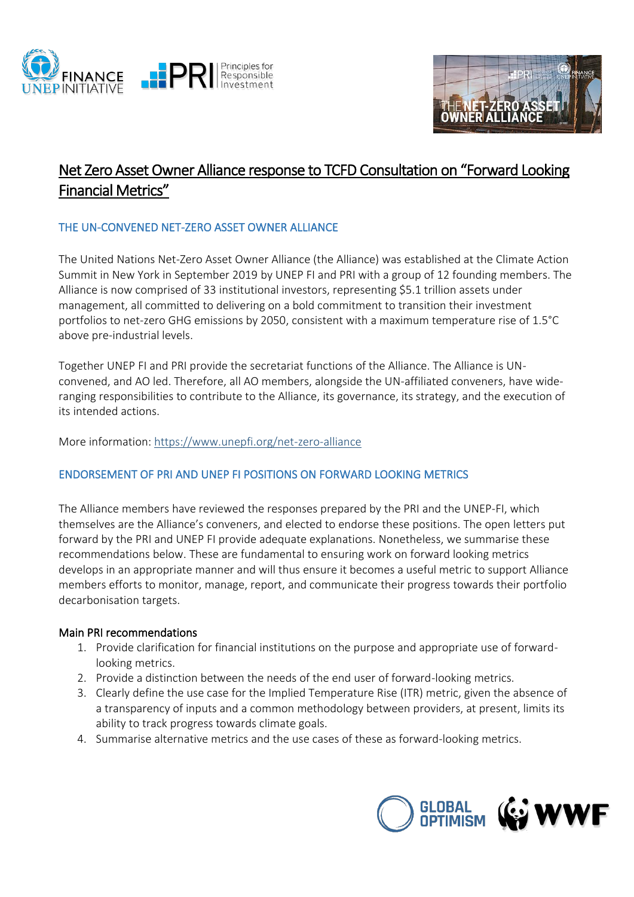# Net Zero Asset Owner Alliance response to TCFD Consultation on "Forward Looking Financial Metrics"

## THE UN-CONVENED NET-ZERO ASSET OWNER ALLIANCE

The United Nations Net-Zero Asset Owner Alliance (the Alliance) was established at the Climate Action Summit in New York in September 2019 by UNEP FI and PRI with a group of 12 founding members. The Alliance is now comprised of 33 institutional investors, representing $5.1 trillion assets under management, all committed to delivering on a bold commitment to transition their investment portfolios to net-zero GHG emissions by 2050, consistent with a maximum temperature rise of 1.5°C above pre-industrial levels.

Together UNEP FI and PRI provide the secretariat functions of the Alliance. The Alliance is UN-convened, and AO led. Therefore, all AO members, alongside the UN-affiliated conveners, have wide-ranging responsibilities to contribute to the Alliance, its governance, its strategy, and the execution of its intended actions.

More information: https://www.unepfi.org/net-zero-alliance

## ENDORSEMENT OF PRI AND UNEP FI POSITIONS ON FORWARD LOOKING METRICS

The Alliance members have reviewed the responses prepared by the PRI and the UNEP-FI, which themselves are the Alliance's conveners, and elected to endorse these positions. The open letters put forward by the PRI and UNEP FI provide adequate explanations. Nonetheless, we summarise these recommendations below. These are fundamental to ensuring work on forward looking metrics develops in an appropriate manner and will thus ensure it becomes a useful metric to support Alliance members efforts to monitor, manage, report, and communicate their progress towards their portfolio decarbonisation targets.

### Main PRI recommendations

1. Provide clarification for financial institutions on the purpose and appropriate use of forward-looking metrics.
2. Provide a distinction between the needs of the end user of forward-looking metrics.
3. Clearly define the use case for the Implied Temperature Rise (ITR) metric, given the absence of a transparency of inputs and a common methodology between providers, at present, limits its ability to track progress towards climate goals.
4. Summarise alternative metrics and the use cases of these as forward-looking metrics.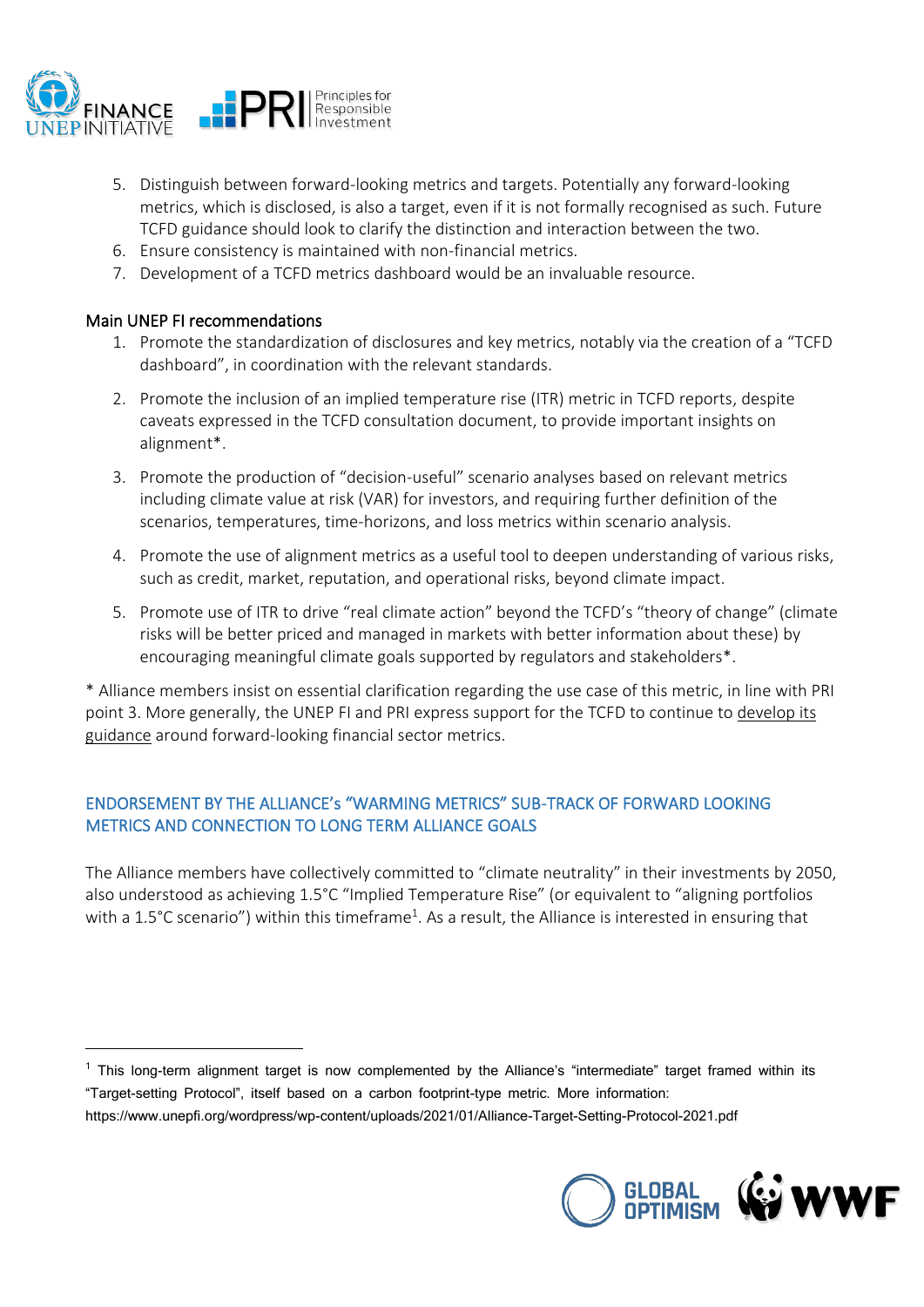5. Distinguish between forward-looking metrics and targets. Potentially any forward-looking metrics, which is disclosed, is also a target, even if it is not formally recognised as such. Future TCFD guidance should look to clarify the distinction and interaction between the two.
6. Ensure consistency is maintained with non-financial metrics.
7. Development of a TCFD metrics dashboard would be an invaluable resource.

### Main UNEP FI recommendations

1. Promote the standardization of disclosures and key metrics, notably via the creation of a "TCFD dashboard", in coordination with the relevant standards.
2. Promote the inclusion of an implied temperature rise (ITR) metric in TCFD reports, despite caveats expressed in the TCFD consultation document, to provide important insights on alignment*.
3. Promote the production of "decision-useful" scenario analyses based on relevant metrics including climate value at risk (VAR) for investors, and requiring further definition of the scenarios, temperatures, time-horizons, and loss metrics within scenario analysis.
4. Promote the use of alignment metrics as a useful tool to deepen understanding of various risks, such as credit, market, reputation, and operational risks, beyond climate impact.
5. Promote use of ITR to drive "real climate action" beyond the TCFD's "theory of change" (climate risks will be better priced and managed in markets with better information about these) by encouraging meaningful climate goals supported by regulators and stakeholders*.

* Alliance members insist on essential clarification regarding the use case of this metric, in line with PRI point 3. More generally, the UNEP FI and PRI express support for the TCFD to continue to develop its guidance around forward-looking financial sector metrics.

## ENDORSEMENT BY THE ALLIANCE's "WARMING METRICS" SUB-TRACK OF FORWARD LOOKING METRICS AND CONNECTION TO LONG TERM ALLIANCE GOALS

The Alliance members have collectively committed to "climate neutrality" in their investments by 2050, also understood as achieving 1.5°C "Implied Temperature Rise" (or equivalent to "aligning portfolios with a 1.5°C scenario") within this timeframe[1]. As a result, the Alliance is interested in ensuring that

[1] This long-term alignment target is now complemented by the Alliance's "intermediate" target framed within its "Target-setting Protocol", itself based on a carbon footprint-type metric. More information: https://www.unepfi.org/wordpress/wp-content/uploads/2021/01/Alliance-Target-Setting-Protocol-2021.pdf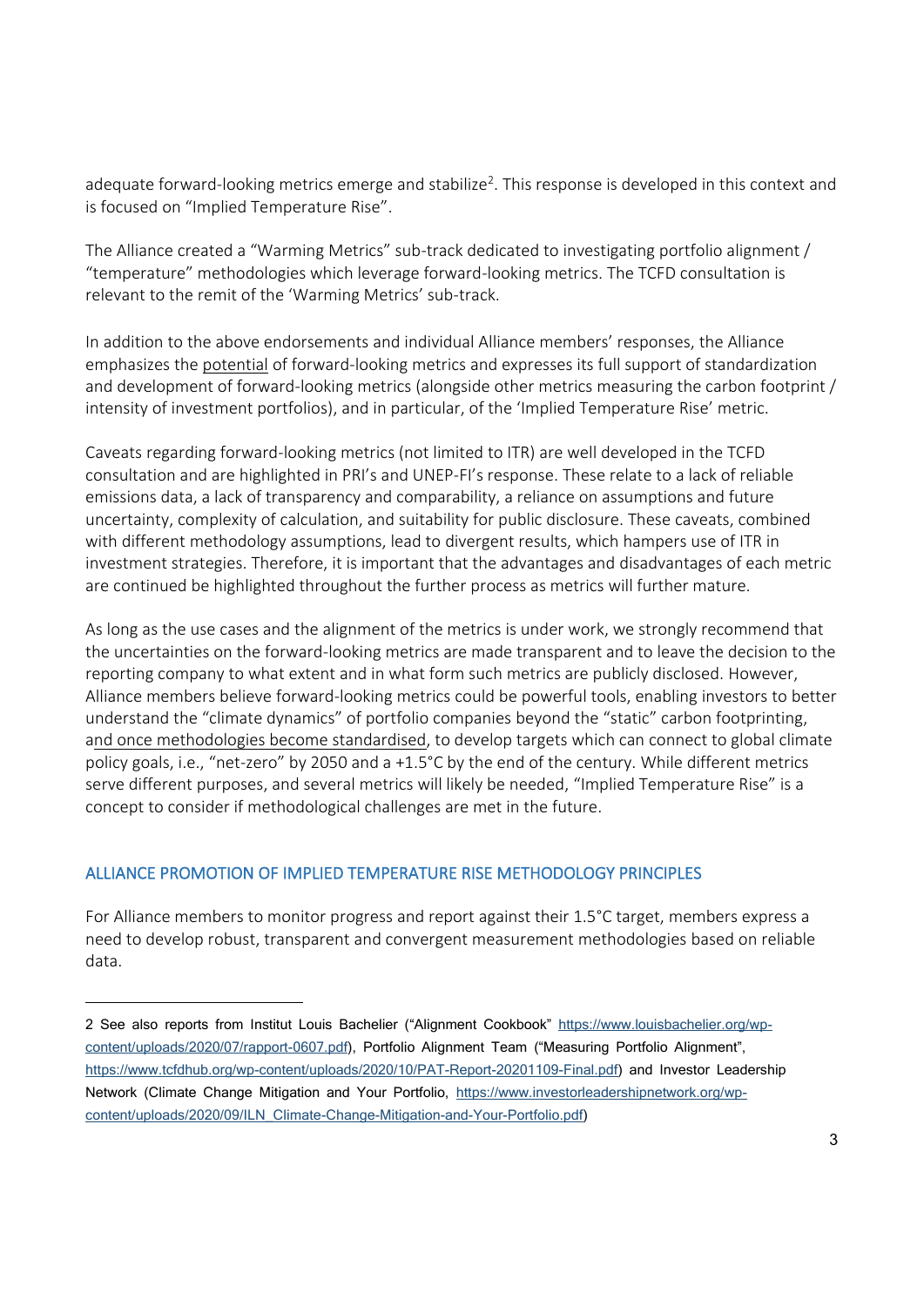adequate forward-looking metrics emerge and stabilize[2]. This response is developed in this context and is focused on "Implied Temperature Rise".

The Alliance created a "Warming Metrics" sub-track dedicated to investigating portfolio alignment / "temperature" methodologies which leverage forward-looking metrics. The TCFD consultation is relevant to the remit of the 'Warming Metrics' sub-track.

In addition to the above endorsements and individual Alliance members' responses, the Alliance emphasizes the potential of forward-looking metrics and expresses its full support of standardization and development of forward-looking metrics (alongside other metrics measuring the carbon footprint / intensity of investment portfolios), and in particular, of the 'Implied Temperature Rise' metric.

Caveats regarding forward-looking metrics (not limited to ITR) are well developed in the TCFD consultation and are highlighted in PRI's and UNEP-FI's response. These relate to a lack of reliable emissions data, a lack of transparency and comparability, a reliance on assumptions and future uncertainty, complexity of calculation, and suitability for public disclosure. These caveats, combined with different methodology assumptions, lead to divergent results, which hampers use of ITR in investment strategies. Therefore, it is important that the advantages and disadvantages of each metric are continued be highlighted throughout the further process as metrics will further mature.

As long as the use cases and the alignment of the metrics is under work, we strongly recommend that the uncertainties on the forward-looking metrics are made transparent and to leave the decision to the reporting company to what extent and in what form such metrics are publicly disclosed. However, Alliance members believe forward-looking metrics could be powerful tools, enabling investors to better understand the "climate dynamics" of portfolio companies beyond the "static" carbon footprinting, and once methodologies become standardised, to develop targets which can connect to global climate policy goals, i.e., "net-zero" by 2050 and a +1.5°C by the end of the century. While different metrics serve different purposes, and several metrics will likely be needed, "Implied Temperature Rise" is a concept to consider if methodological challenges are met in the future.

## ALLIANCE PROMOTION OF IMPLIED TEMPERATURE RISE METHODOLOGY PRINCIPLES

For Alliance members to monitor progress and report against their 1.5°C target, members express a need to develop robust, transparent and convergent measurement methodologies based on reliable data.

---

2 See also reports from Institut Louis Bachelier ("Alignment Cookbook" https://www.louisbachelier.org/wp-content/uploads/2020/07/rapport-0607.pdf), Portfolio Alignment Team ("Measuring Portfolio Alignment", https://www.tcfdhub.org/wp-content/uploads/2020/10/PAT-Report-20201109-Final.pdf) and Investor Leadership Network (Climate Change Mitigation and Your Portfolio, https://www.investorleadershipnetwork.org/wp-content/uploads/2020/09/ILN_Climate-Change-Mitigation-and-Your-Portfolio.pdf)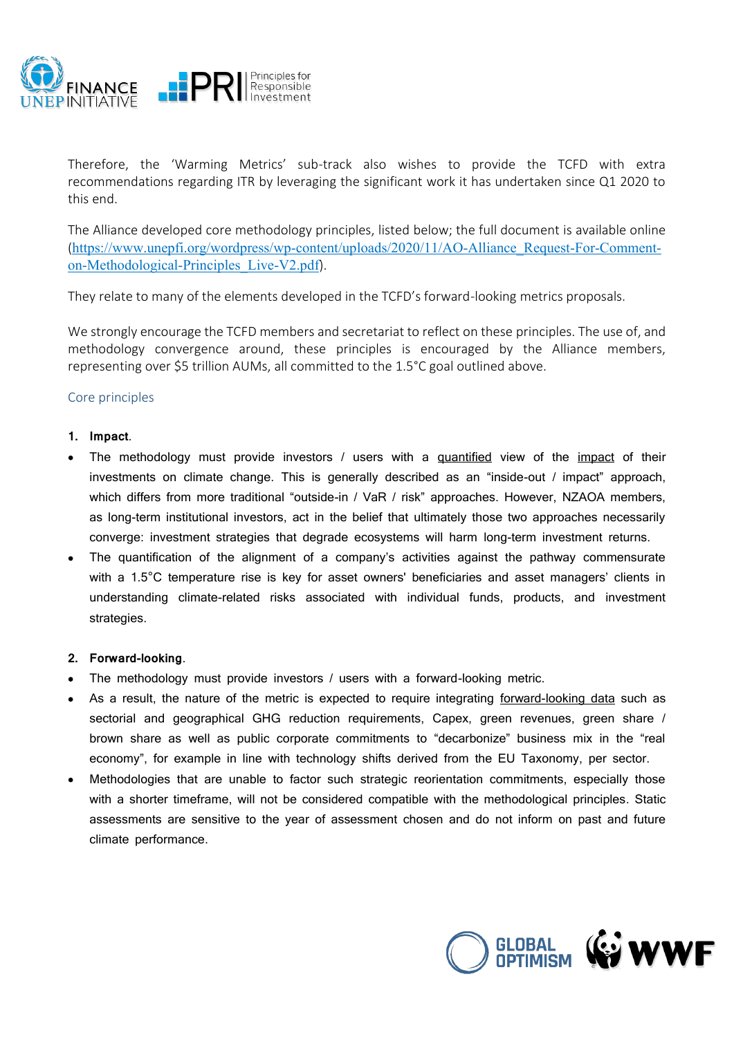Therefore, the 'Warming Metrics' sub-track also wishes to provide the TCFD with extra recommendations regarding ITR by leveraging the significant work it has undertaken since Q1 2020 to this end.

The Alliance developed core methodology principles, listed below; the full document is available online (https://www.unepfi.org/wordpress/wp-content/uploads/2020/11/AO-Alliance_Request-For-Comment-on-Methodological-Principles_Live-V2.pdf).

They relate to many of the elements developed in the TCFD's forward-looking metrics proposals.

We strongly encourage the TCFD members and secretariat to reflect on these principles. The use of, and methodology convergence around, these principles is encouraged by the Alliance members, representing over $5 trillion AUMs, all committed to the 1.5°C goal outlined above.

## Core principles

1. **Impact**.

- The methodology must provide investors / users with a quantified view of the impact of their investments on climate change. This is generally described as an "inside-out / impact" approach, which differs from more traditional "outside-in / VaR / risk" approaches. However, NZAOA members, as long-term institutional investors, act in the belief that ultimately those two approaches necessarily converge: investment strategies that degrade ecosystems will harm long-term investment returns.
- The quantification of the alignment of a company's activities against the pathway commensurate with a 1.5°C temperature rise is key for asset owners' beneficiaries and asset managers' clients in understanding climate-related risks associated with individual funds, products, and investment strategies.

2. **Forward-looking**.

- The methodology must provide investors / users with a forward-looking metric.
- As a result, the nature of the metric is expected to require integrating forward-looking data such as sectorial and geographical GHG reduction requirements, Capex, green revenues, green share / brown share as well as public corporate commitments to "decarbonize" business mix in the "real economy", for example in line with technology shifts derived from the EU Taxonomy, per sector.
- Methodologies that are unable to factor such strategic reorientation commitments, especially those with a shorter timeframe, will not be considered compatible with the methodological principles. Static assessments are sensitive to the year of assessment chosen and do not inform on past and future climate performance.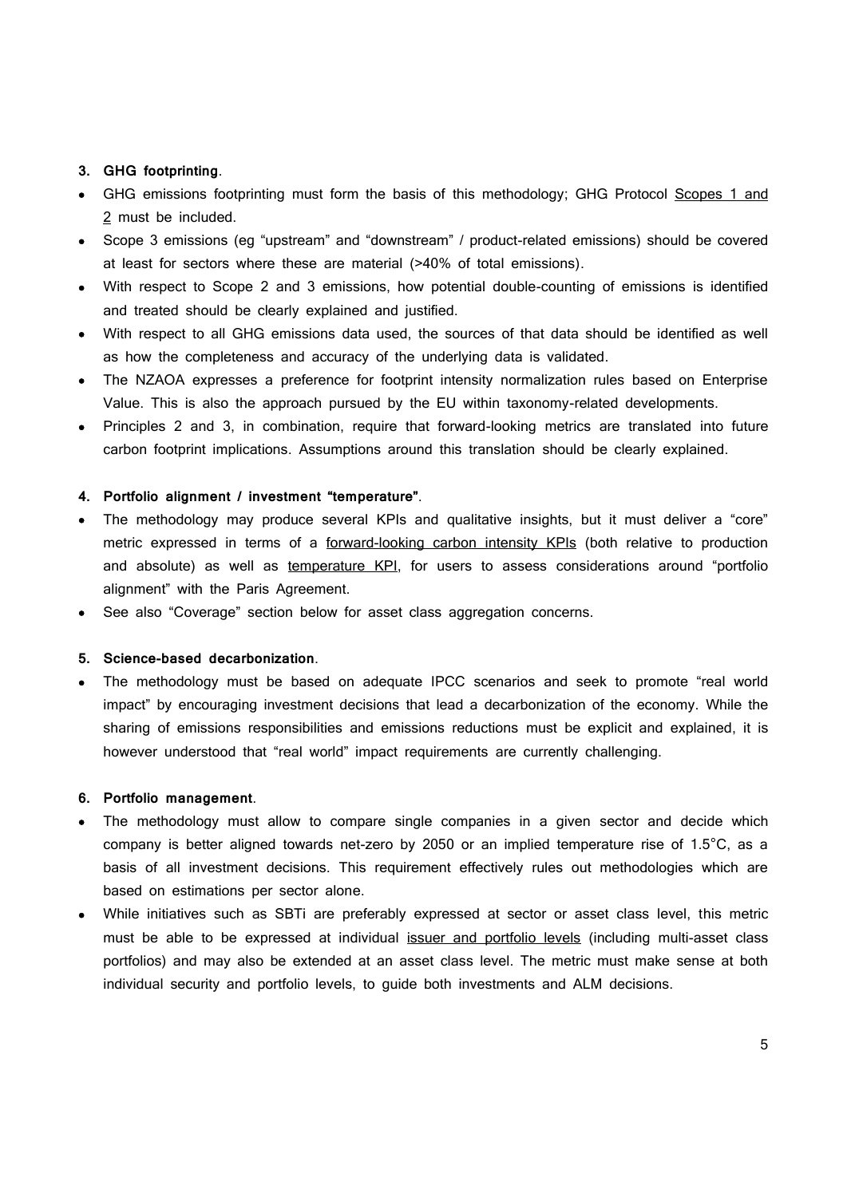**3. GHG footprinting**.

- GHG emissions footprinting must form the basis of this methodology; GHG Protocol Scopes 1 and 2 must be included.
- Scope 3 emissions (eg "upstream" and "downstream" / product-related emissions) should be covered at least for sectors where these are material (>40% of total emissions).
- With respect to Scope 2 and 3 emissions, how potential double-counting of emissions is identified and treated should be clearly explained and justified.
- With respect to all GHG emissions data used, the sources of that data should be identified as well as how the completeness and accuracy of the underlying data is validated.
- The NZAOA expresses a preference for footprint intensity normalization rules based on Enterprise Value. This is also the approach pursued by the EU within taxonomy-related developments.
- Principles 2 and 3, in combination, require that forward-looking metrics are translated into future carbon footprint implications. Assumptions around this translation should be clearly explained.

**4. Portfolio alignment / investment "temperature"**.

- The methodology may produce several KPIs and qualitative insights, but it must deliver a "core" metric expressed in terms of a forward-looking carbon intensity KPIs (both relative to production and absolute) as well as temperature KPI, for users to assess considerations around "portfolio alignment" with the Paris Agreement.
- See also "Coverage" section below for asset class aggregation concerns.

**5. Science-based decarbonization**.

- The methodology must be based on adequate IPCC scenarios and seek to promote "real world impact" by encouraging investment decisions that lead a decarbonization of the economy. While the sharing of emissions responsibilities and emissions reductions must be explicit and explained, it is however understood that "real world" impact requirements are currently challenging.

**6. Portfolio management**.

- The methodology must allow to compare single companies in a given sector and decide which company is better aligned towards net-zero by 2050 or an implied temperature rise of 1.5°C, as a basis of all investment decisions. This requirement effectively rules out methodologies which are based on estimations per sector alone.
- While initiatives such as SBTi are preferably expressed at sector or asset class level, this metric must be able to be expressed at individual issuer and portfolio levels (including multi-asset class portfolios) and may also be extended at an asset class level. The metric must make sense at both individual security and portfolio levels, to guide both investments and ALM decisions.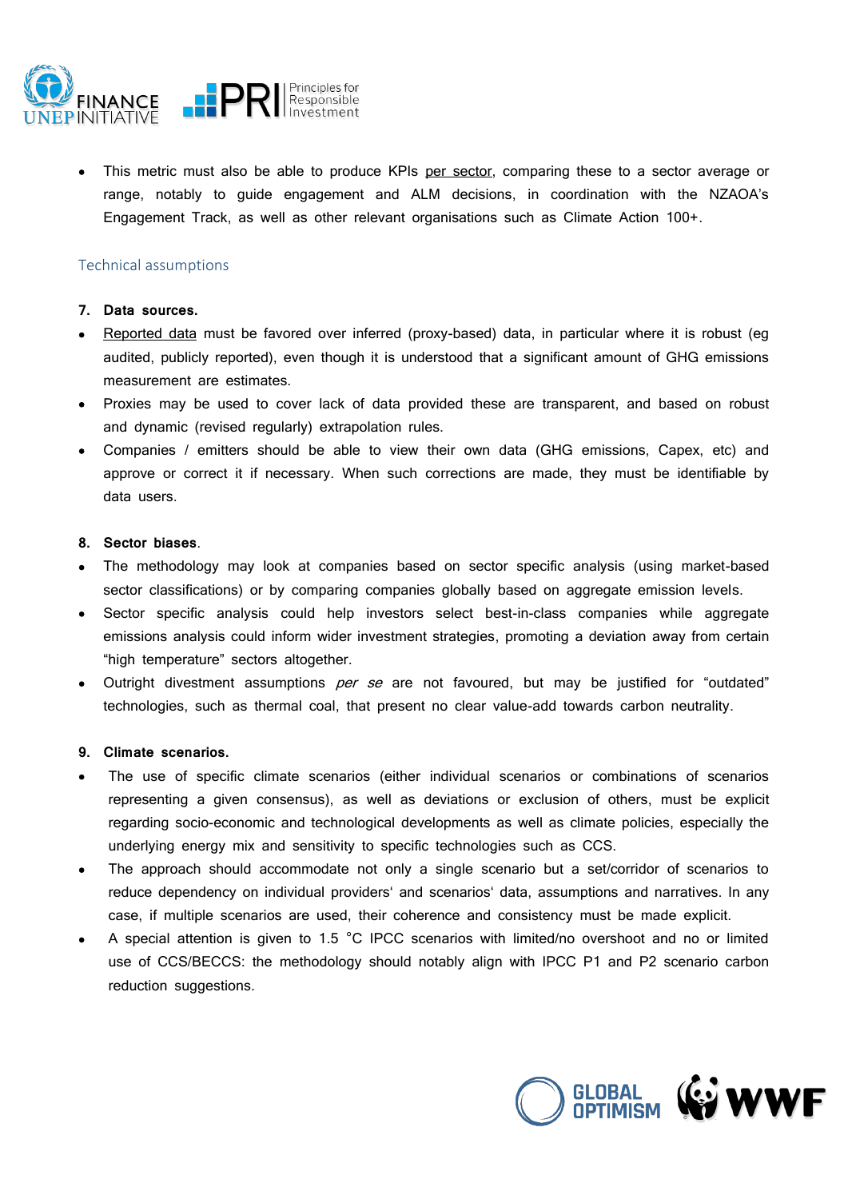- This metric must also be able to produce KPIs per sector, comparing these to a sector average or range, notably to guide engagement and ALM decisions, in coordination with the NZAOA's Engagement Track, as well as other relevant organisations such as Climate Action 100+.

## Technical assumptions

**7. Data sources.**

- Reported data must be favored over inferred (proxy-based) data, in particular where it is robust (eg audited, publicly reported), even though it is understood that a significant amount of GHG emissions measurement are estimates.
- Proxies may be used to cover lack of data provided these are transparent, and based on robust and dynamic (revised regularly) extrapolation rules.
- Companies / emitters should be able to view their own data (GHG emissions, Capex, etc) and approve or correct it if necessary. When such corrections are made, they must be identifiable by data users.

**8. Sector biases.**

- The methodology may look at companies based on sector specific analysis (using market-based sector classifications) or by comparing companies globally based on aggregate emission levels.
- Sector specific analysis could help investors select best-in-class companies while aggregate emissions analysis could inform wider investment strategies, promoting a deviation away from certain "high temperature" sectors altogether.
- Outright divestment assumptions *per se* are not favoured, but may be justified for "outdated" technologies, such as thermal coal, that present no clear value-add towards carbon neutrality.

**9. Climate scenarios.**

- The use of specific climate scenarios (either individual scenarios or combinations of scenarios representing a given consensus), as well as deviations or exclusion of others, must be explicit regarding socio-economic and technological developments as well as climate policies, especially the underlying energy mix and sensitivity to specific technologies such as CCS.
- The approach should accommodate not only a single scenario but a set/corridor of scenarios to reduce dependency on individual providers' and scenarios' data, assumptions and narratives. In any case, if multiple scenarios are used, their coherence and consistency must be made explicit.
- A special attention is given to 1.5 °C IPCC scenarios with limited/no overshoot and no or limited use of CCS/BECCS: the methodology should notably align with IPCC P1 and P2 scenario carbon reduction suggestions.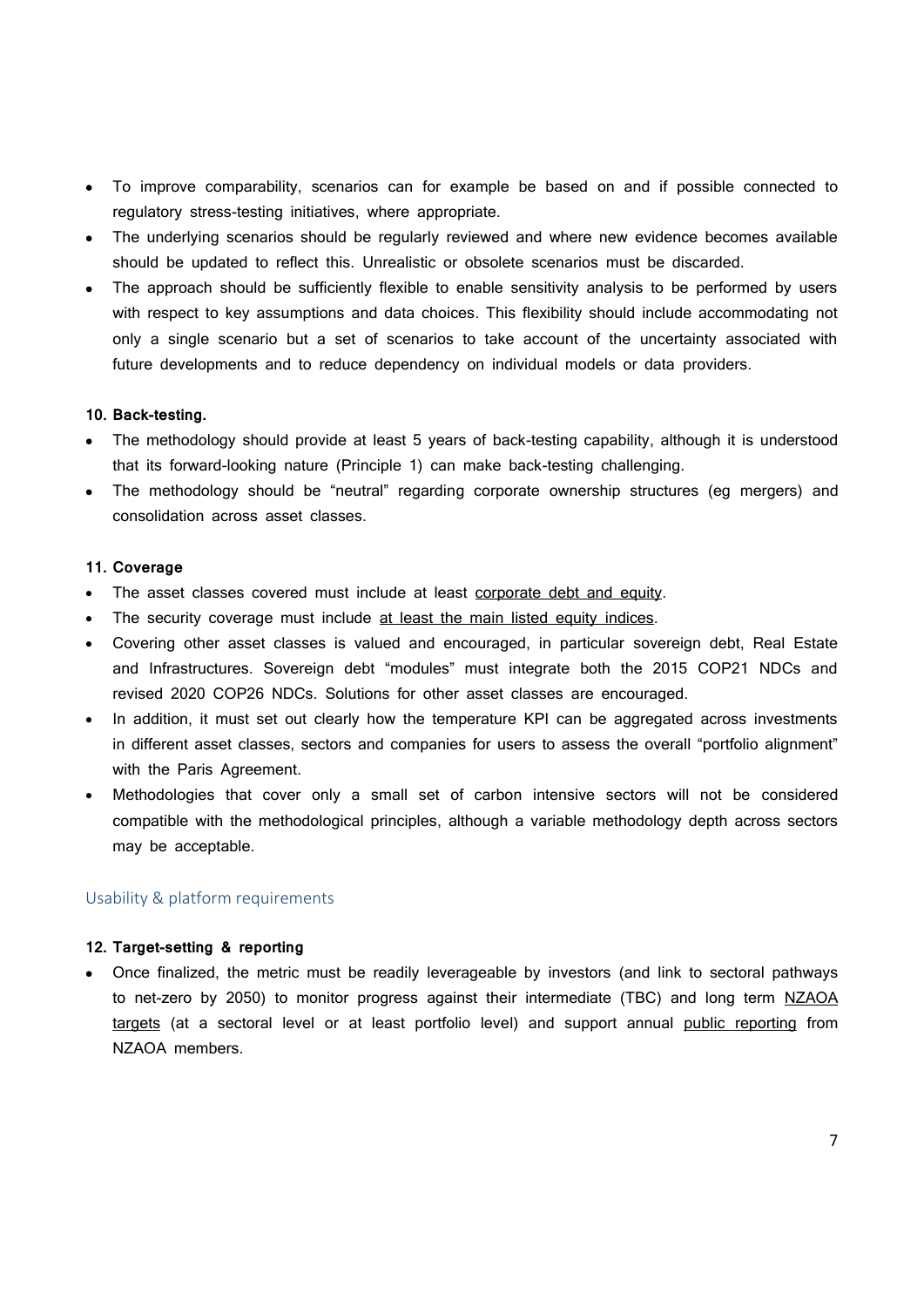- To improve comparability, scenarios can for example be based on and if possible connected to regulatory stress-testing initiatives, where appropriate.
- The underlying scenarios should be regularly reviewed and where new evidence becomes available should be updated to reflect this. Unrealistic or obsolete scenarios must be discarded.
- The approach should be sufficiently flexible to enable sensitivity analysis to be performed by users with respect to key assumptions and data choices. This flexibility should include accommodating not only a single scenario but a set of scenarios to take account of the uncertainty associated with future developments and to reduce dependency on individual models or data providers.

**10. Back-testing.**

- The methodology should provide at least 5 years of back-testing capability, although it is understood that its forward-looking nature (Principle 1) can make back-testing challenging.
- The methodology should be "neutral" regarding corporate ownership structures (eg mergers) and consolidation across asset classes.

**11. Coverage**

- The asset classes covered must include at least corporate debt and equity.
- The security coverage must include at least the main listed equity indices.
- Covering other asset classes is valued and encouraged, in particular sovereign debt, Real Estate and Infrastructures. Sovereign debt "modules" must integrate both the 2015 COP21 NDCs and revised 2020 COP26 NDCs. Solutions for other asset classes are encouraged.
- In addition, it must set out clearly how the temperature KPI can be aggregated across investments in different asset classes, sectors and companies for users to assess the overall "portfolio alignment" with the Paris Agreement.
- Methodologies that cover only a small set of carbon intensive sectors will not be considered compatible with the methodological principles, although a variable methodology depth across sectors may be acceptable.

## Usability & platform requirements

**12. Target-setting & reporting**

- Once finalized, the metric must be readily leverageable by investors (and link to sectoral pathways to net-zero by 2050) to monitor progress against their intermediate (TBC) and long term NZAOA targets (at a sectoral level or at least portfolio level) and support annual public reporting from NZAOA members.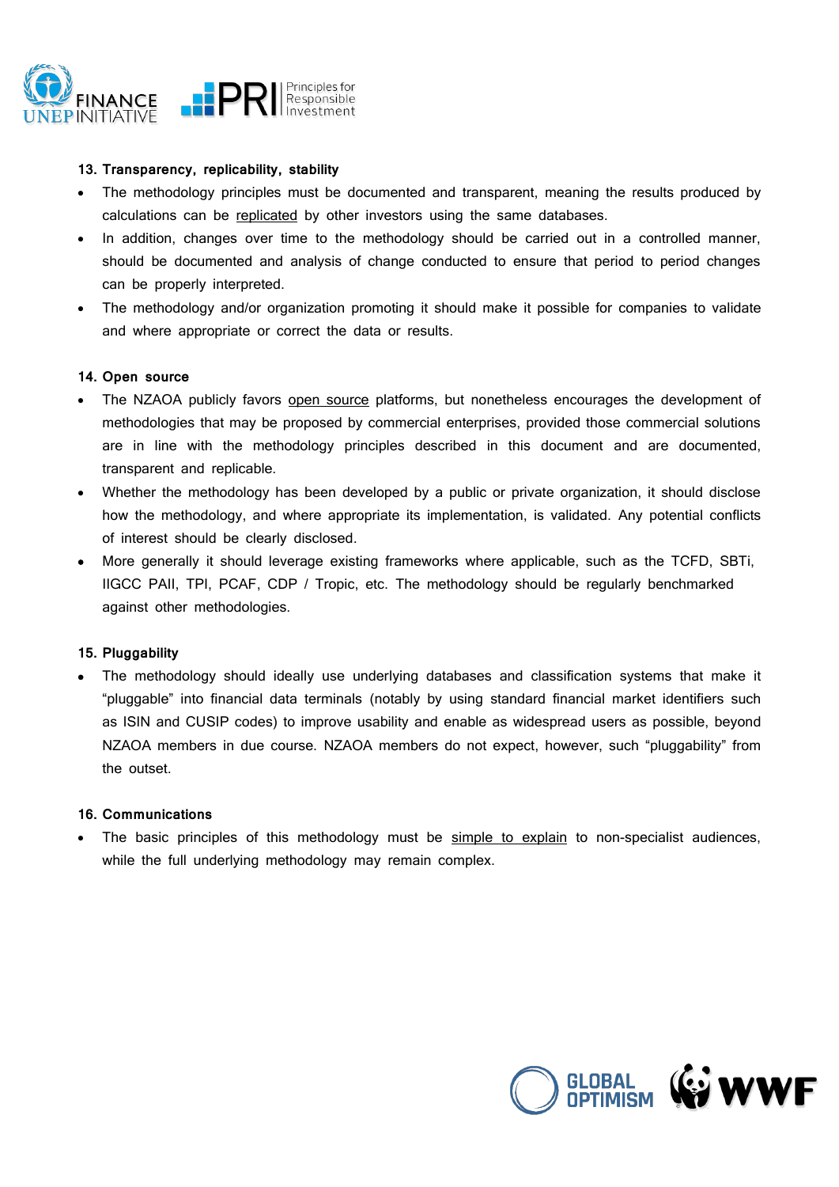**13. Transparency, replicability, stability**

- The methodology principles must be documented and transparent, meaning the results produced by calculations can be replicated by other investors using the same databases.
- In addition, changes over time to the methodology should be carried out in a controlled manner, should be documented and analysis of change conducted to ensure that period to period changes can be properly interpreted.
- The methodology and/or organization promoting it should make it possible for companies to validate and where appropriate or correct the data or results.

**14. Open source**

- The NZAOA publicly favors open source platforms, but nonetheless encourages the development of methodologies that may be proposed by commercial enterprises, provided those commercial solutions are in line with the methodology principles described in this document and are documented, transparent and replicable.
- Whether the methodology has been developed by a public or private organization, it should disclose how the methodology, and where appropriate its implementation, is validated. Any potential conflicts of interest should be clearly disclosed.
- More generally it should leverage existing frameworks where applicable, such as the TCFD, SBTi, IIGCC PAII, TPI, PCAF, CDP / Tropic, etc. The methodology should be regularly benchmarked against other methodologies.

**15. Pluggability**

- The methodology should ideally use underlying databases and classification systems that make it "pluggable" into financial data terminals (notably by using standard financial market identifiers such as ISIN and CUSIP codes) to improve usability and enable as widespread users as possible, beyond NZAOA members in due course. NZAOA members do not expect, however, such "pluggability" from the outset.

**16. Communications**

- The basic principles of this methodology must be simple to explain to non-specialist audiences, while the full underlying methodology may remain complex.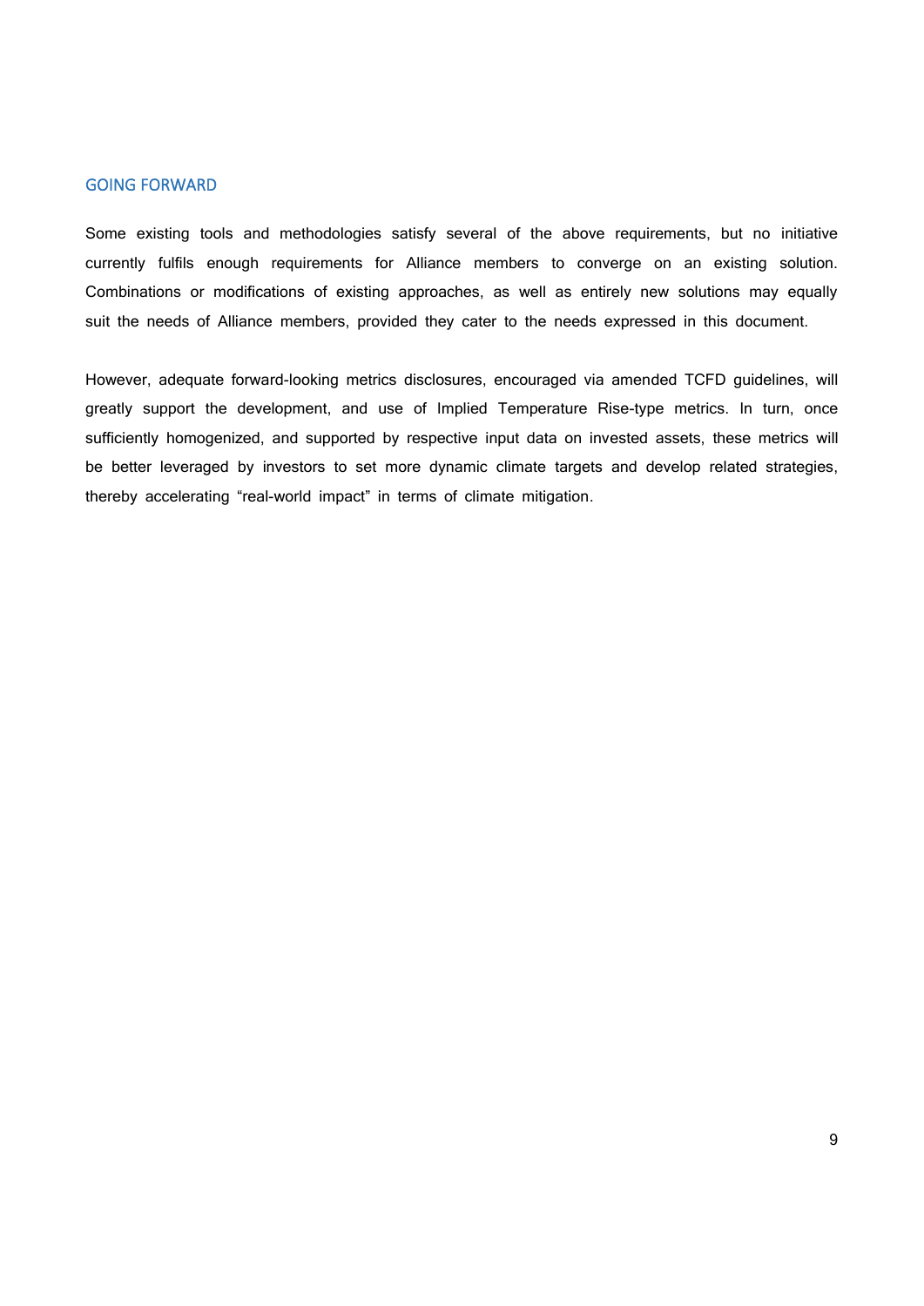## GOING FORWARD

Some existing tools and methodologies satisfy several of the above requirements, but no initiative currently fulfils enough requirements for Alliance members to converge on an existing solution. Combinations or modifications of existing approaches, as well as entirely new solutions may equally suit the needs of Alliance members, provided they cater to the needs expressed in this document.

However, adequate forward-looking metrics disclosures, encouraged via amended TCFD guidelines, will greatly support the development, and use of Implied Temperature Rise-type metrics. In turn, once sufficiently homogenized, and supported by respective input data on invested assets, these metrics will be better leveraged by investors to set more dynamic climate targets and develop related strategies, thereby accelerating "real-world impact" in terms of climate mitigation.